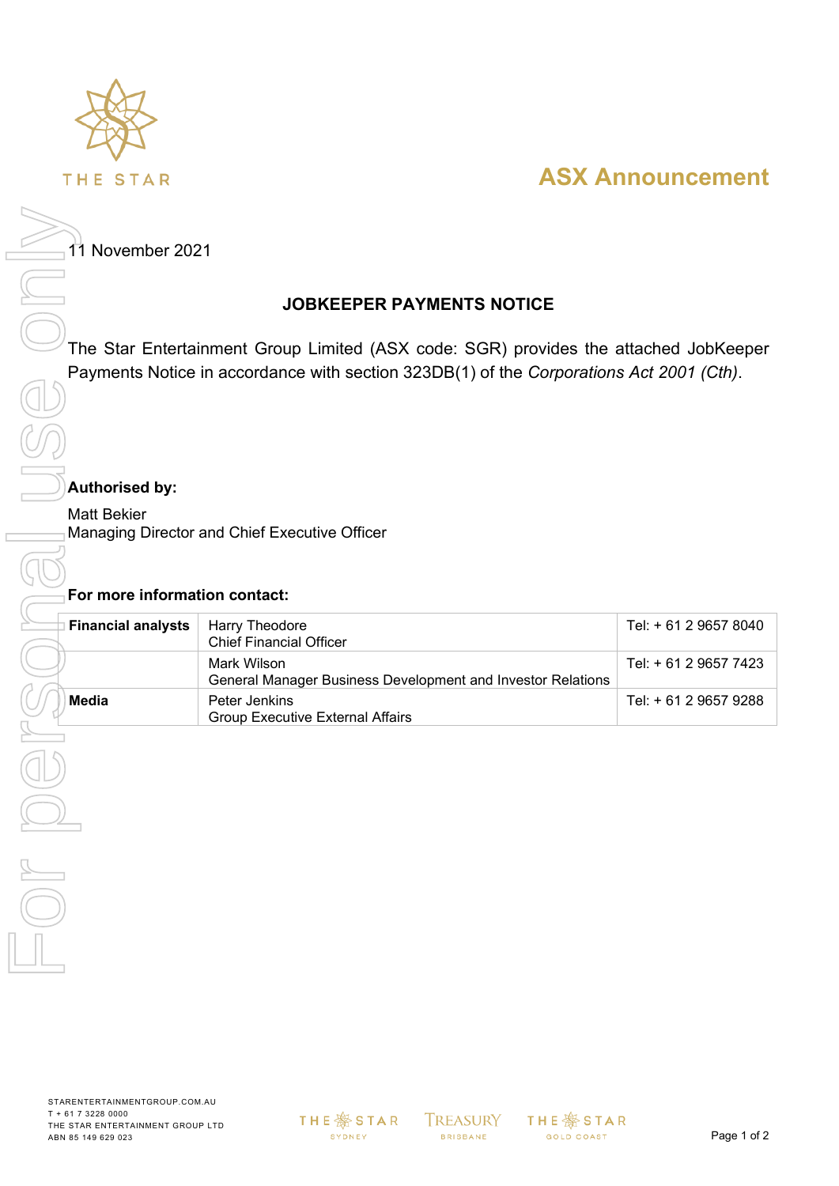ASX Announcement

11 November 2021

## JOBKEEPER PAYMENTS NOTICE

The Star Entertainment Group Limited (ASX code: SGR) provides the attached JobKeeper Payments Notice in accordance with section 323DB(1) of the *Corporations Act 2001 (Cth)*.

**Authorised by:**

Matt Bekier
Managing Director and Chief Executive Officer

**For more information contact:**

| | | |
|---|---|---|
| **Financial analysts** | Harry Theodore<br>Chief Financial Officer | Tel: + 61 2 9657 8040 |
| | Mark Wilson<br>General Manager Business Development and Investor Relations | Tel: + 61 2 9657 7423 |
| **Media** | Peter Jenkins<br>Group Executive External Affairs | Tel: + 61 2 9657 9288 |

STARENTERTAINMENTGROUP.COM.AU
T + 61 7 3228 0000
THE STAR ENTERTAINMENT GROUP LTD
ABN 85 149 629 023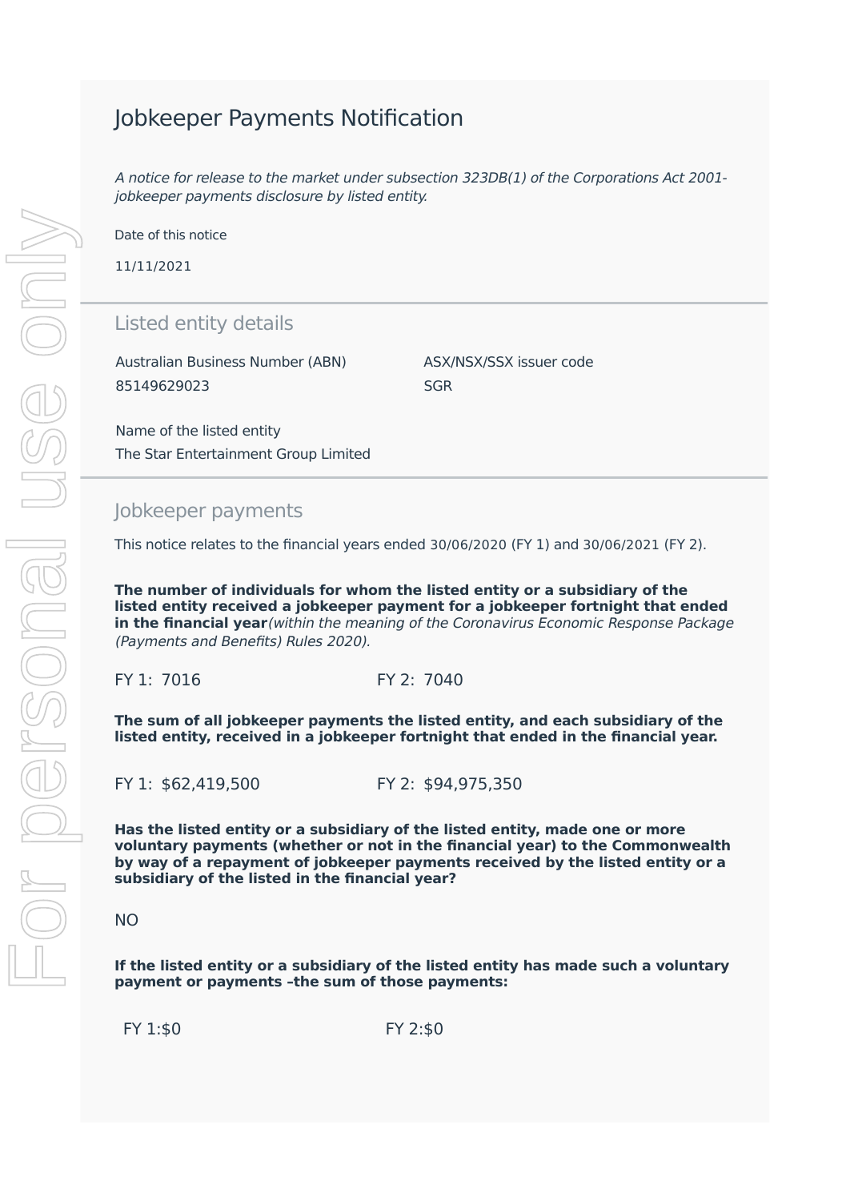# Jobkeeper Payments Notification

*A notice for release to the market under subsection 323DB(1) of the Corporations Act 2001- jobkeeper payments disclosure by listed entity.*

Date of this notice

11/11/2021

## Listed entity details

Australian Business Number (ABN)

85149629023

ASX/NSX/SSX issuer code

SGR

Name of the listed entity

The Star Entertainment Group Limited

## Jobkeeper payments

This notice relates to the financial years ended 30/06/2020 (FY 1) and 30/06/2021 (FY 2).

**The number of individuals for whom the listed entity or a subsidiary of the listed entity received a jobkeeper payment for a jobkeeper fortnight that ended in the financial year***(within the meaning of the Coronavirus Economic Response Package (Payments and Benefits) Rules 2020).*

FY 1: 7016

FY 2: 7040

**The sum of all jobkeeper payments the listed entity, and each subsidiary of the listed entity, received in a jobkeeper fortnight that ended in the financial year.**

FY 1: $62,419,500

FY 2: $94,975,350

**Has the listed entity or a subsidiary of the listed entity, made one or more voluntary payments (whether or not in the financial year) to the Commonwealth by way of a repayment of jobkeeper payments received by the listed entity or a subsidiary of the listed in the financial year?**

NO

**If the listed entity or a subsidiary of the listed entity has made such a voluntary payment or payments –the sum of those payments:**

FY 1:$0

FY 2:$0